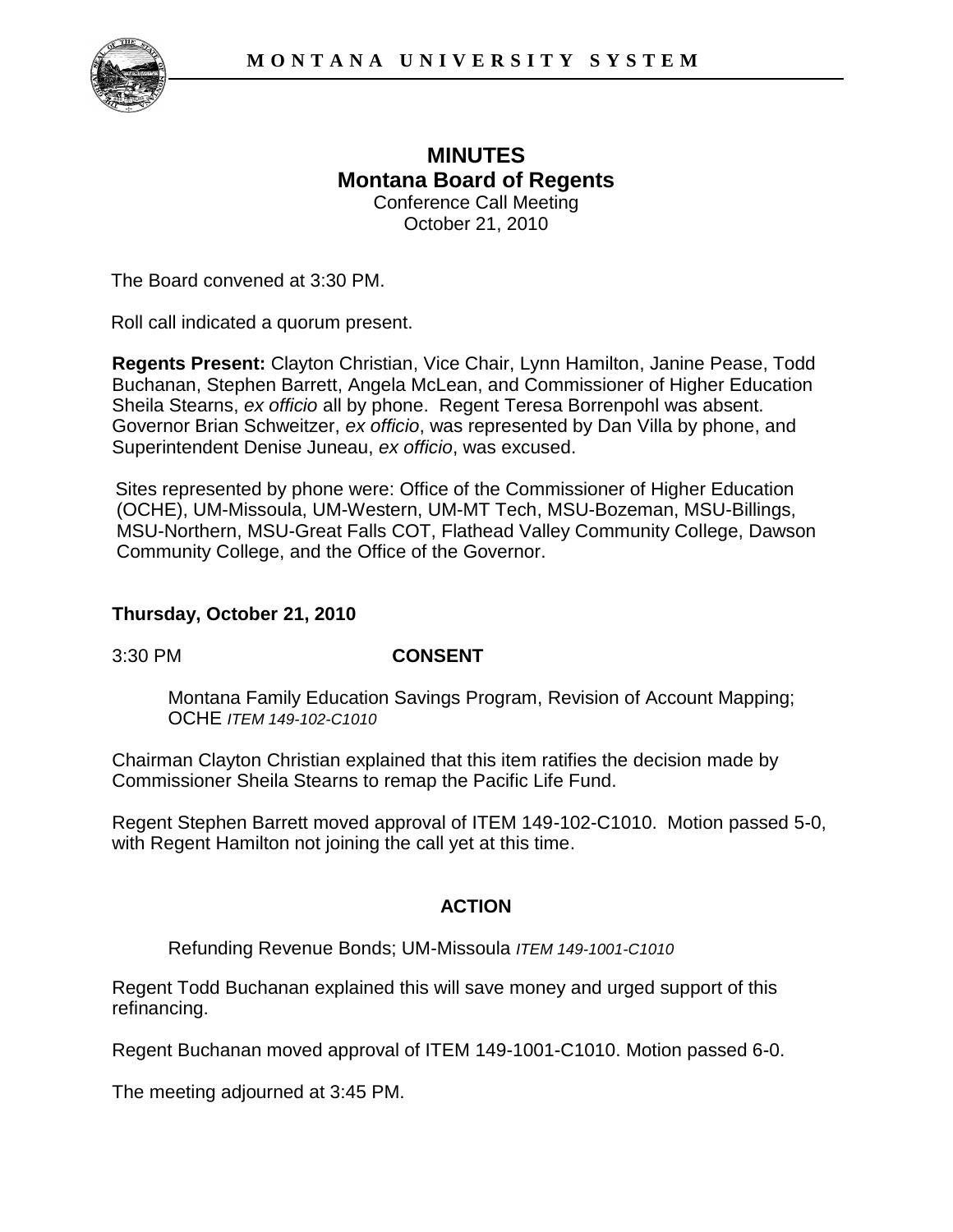# MINUTES

## Montana Board of Regents

Conference Call Meeting
October 21, 2010

The Board convened at 3:30 PM.

Roll call indicated a quorum present.

**Regents Present:** Clayton Christian, Vice Chair, Lynn Hamilton, Janine Pease, Todd Buchanan, Stephen Barrett, Angela McLean, and Commissioner of Higher Education Sheila Stearns, *ex officio* all by phone. Regent Teresa Borrenpohl was absent. Governor Brian Schweitzer, *ex officio*, was represented by Dan Villa by phone, and Superintendent Denise Juneau, *ex officio*, was excused.

Sites represented by phone were: Office of the Commissioner of Higher Education (OCHE), UM-Missoula, UM-Western, UM-MT Tech, MSU-Bozeman, MSU-Billings, MSU-Northern, MSU-Great Falls COT, Flathead Valley Community College, Dawson Community College, and the Office of the Governor.

**Thursday, October 21, 2010**

3:30 PM **CONSENT**

Montana Family Education Savings Program, Revision of Account Mapping; OCHE *ITEM 149-102-C1010*

Chairman Clayton Christian explained that this item ratifies the decision made by Commissioner Sheila Stearns to remap the Pacific Life Fund.

Regent Stephen Barrett moved approval of ITEM 149-102-C1010. Motion passed 5-0, with Regent Hamilton not joining the call yet at this time.

**ACTION**

Refunding Revenue Bonds; UM-Missoula *ITEM 149-1001-C1010*

Regent Todd Buchanan explained this will save money and urged support of this refinancing.

Regent Buchanan moved approval of ITEM 149-1001-C1010. Motion passed 6-0.

The meeting adjourned at 3:45 PM.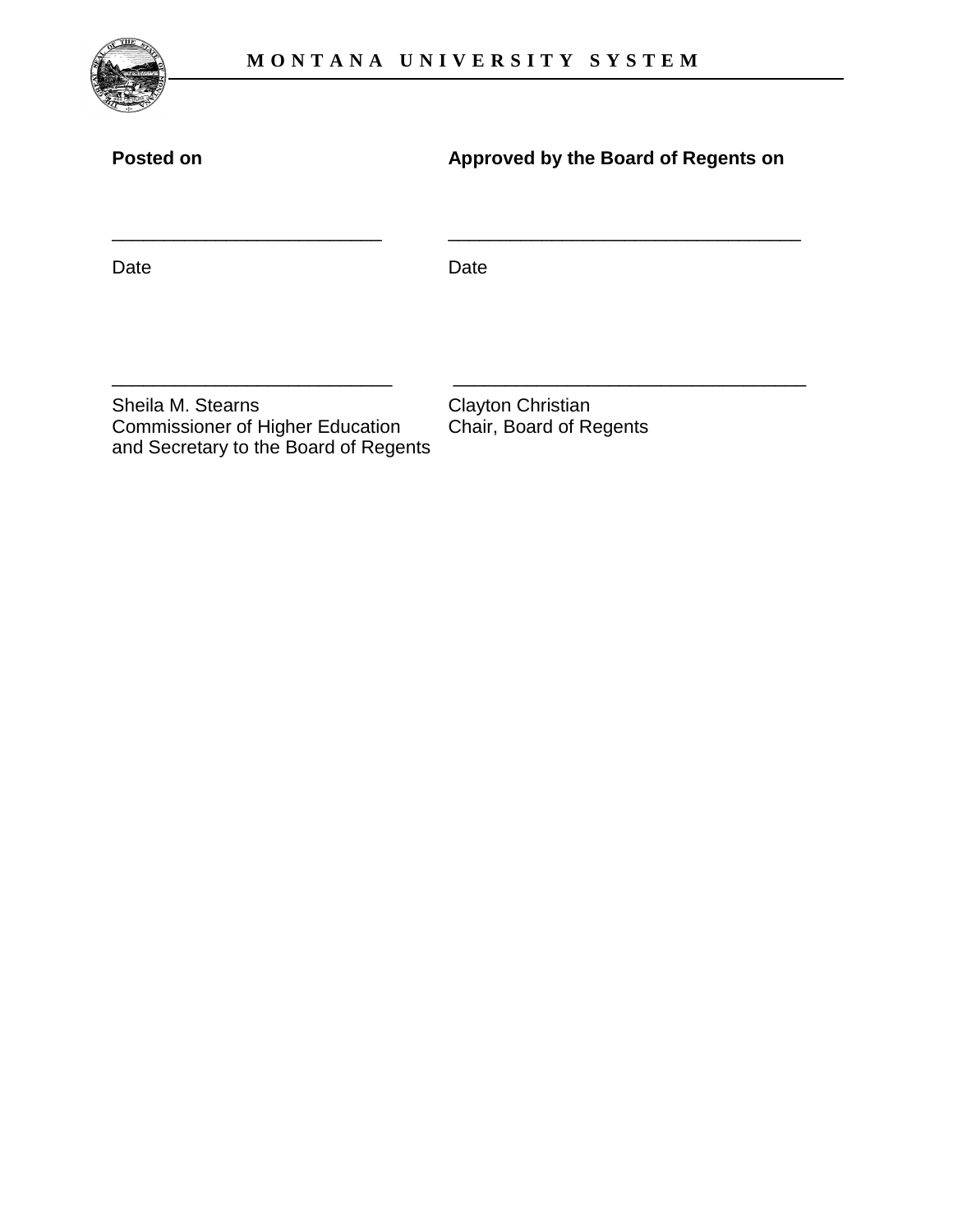**Posted on** | **Approved by the Board of Regents on**

| | |
|---|---|
| **Posted on** | **Approved by the Board of Regents on** |
| ___________________________ | ___________________________________ |
| Date | Date |
| ___________________________ | ___________________________________ |
| Sheila M. Stearns<br>Commissioner of Higher Education<br>and Secretary to the Board of Regents | Clayton Christian<br>Chair, Board of Regents |